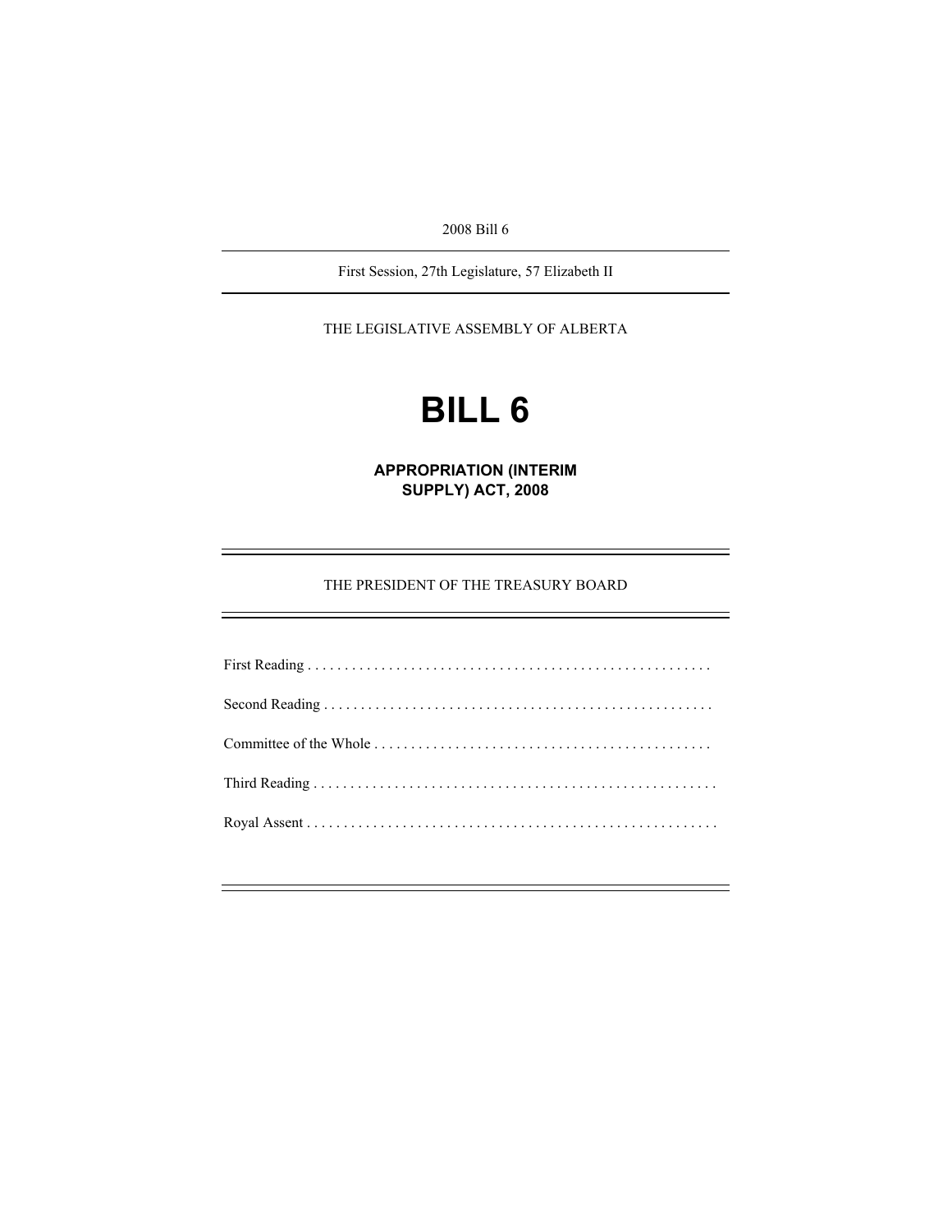2008 Bill 6

First Session, 27th Legislature, 57 Elizabeth II

THE LEGISLATIVE ASSEMBLY OF ALBERTA

# BILL 6

## APPROPRIATION (INTERIM SUPPLY) ACT, 2008

THE PRESIDENT OF THE TREASURY BOARD

First Reading . . . . . . . . . . . . . . . . . . . . . . . . . . . . . . . . . . . . . . . . . . . . . . . . . . . . . .

Second Reading . . . . . . . . . . . . . . . . . . . . . . . . . . . . . . . . . . . . . . . . . . . . . . . . . . . .

Committee of the Whole . . . . . . . . . . . . . . . . . . . . . . . . . . . . . . . . . . . . . . . . . . . . .

Third Reading . . . . . . . . . . . . . . . . . . . . . . . . . . . . . . . . . . . . . . . . . . . . . . . . . . . . . .

Royal Assent . . . . . . . . . . . . . . . . . . . . . . . . . . . . . . . . . . . . . . . . . . . . . . . . . . . . . . .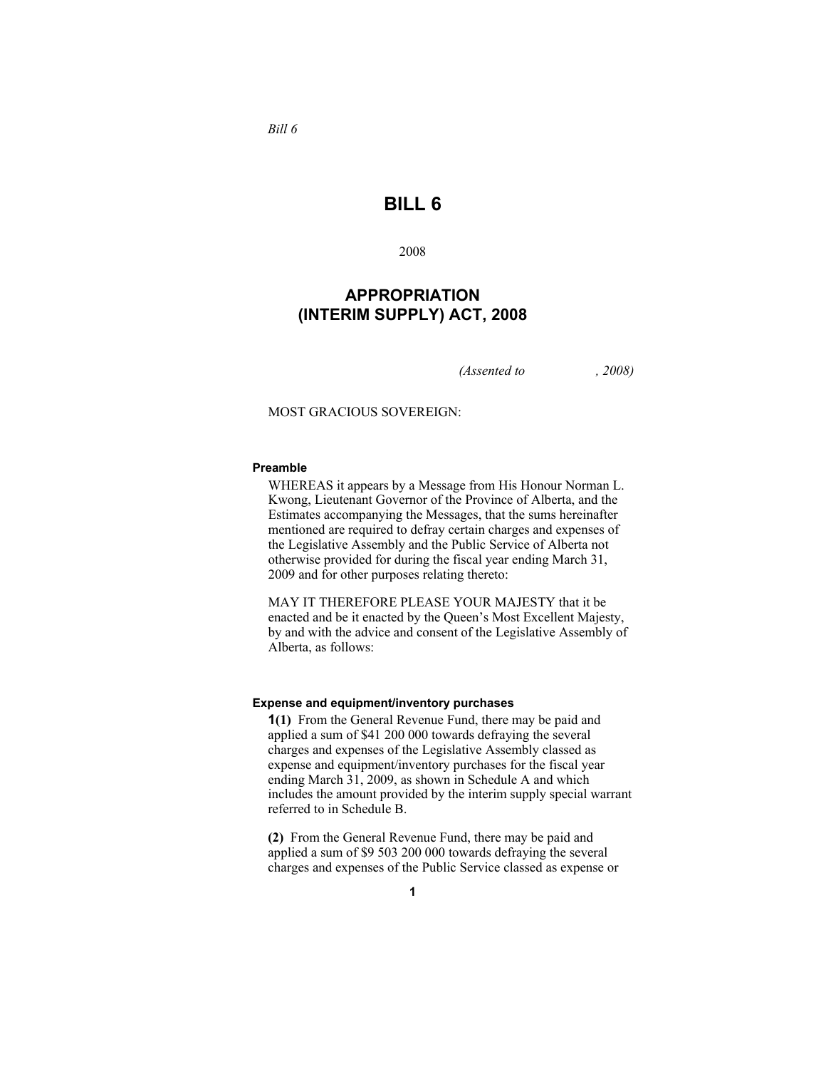*Bill 6*

# BILL 6

2008

## APPROPRIATION (INTERIM SUPPLY) ACT, 2008

*(Assented to , 2008)*

MOST GRACIOUS SOVEREIGN:

**Preamble**

WHEREAS it appears by a Message from His Honour Norman L. Kwong, Lieutenant Governor of the Province of Alberta, and the Estimates accompanying the Messages, that the sums hereinafter mentioned are required to defray certain charges and expenses of the Legislative Assembly and the Public Service of Alberta not otherwise provided for during the fiscal year ending March 31, 2009 and for other purposes relating thereto:

MAY IT THEREFORE PLEASE YOUR MAJESTY that it be enacted and be it enacted by the Queen's Most Excellent Majesty, by and with the advice and consent of the Legislative Assembly of Alberta, as follows:

**Expense and equipment/inventory purchases**

**1(1)** From the General Revenue Fund, there may be paid and applied a sum of $41 200 000 towards defraying the several charges and expenses of the Legislative Assembly classed as expense and equipment/inventory purchases for the fiscal year ending March 31, 2009, as shown in Schedule A and which includes the amount provided by the interim supply special warrant referred to in Schedule B.

**(2)** From the General Revenue Fund, there may be paid and applied a sum of $9 503 200 000 towards defraying the several charges and expenses of the Public Service classed as expense or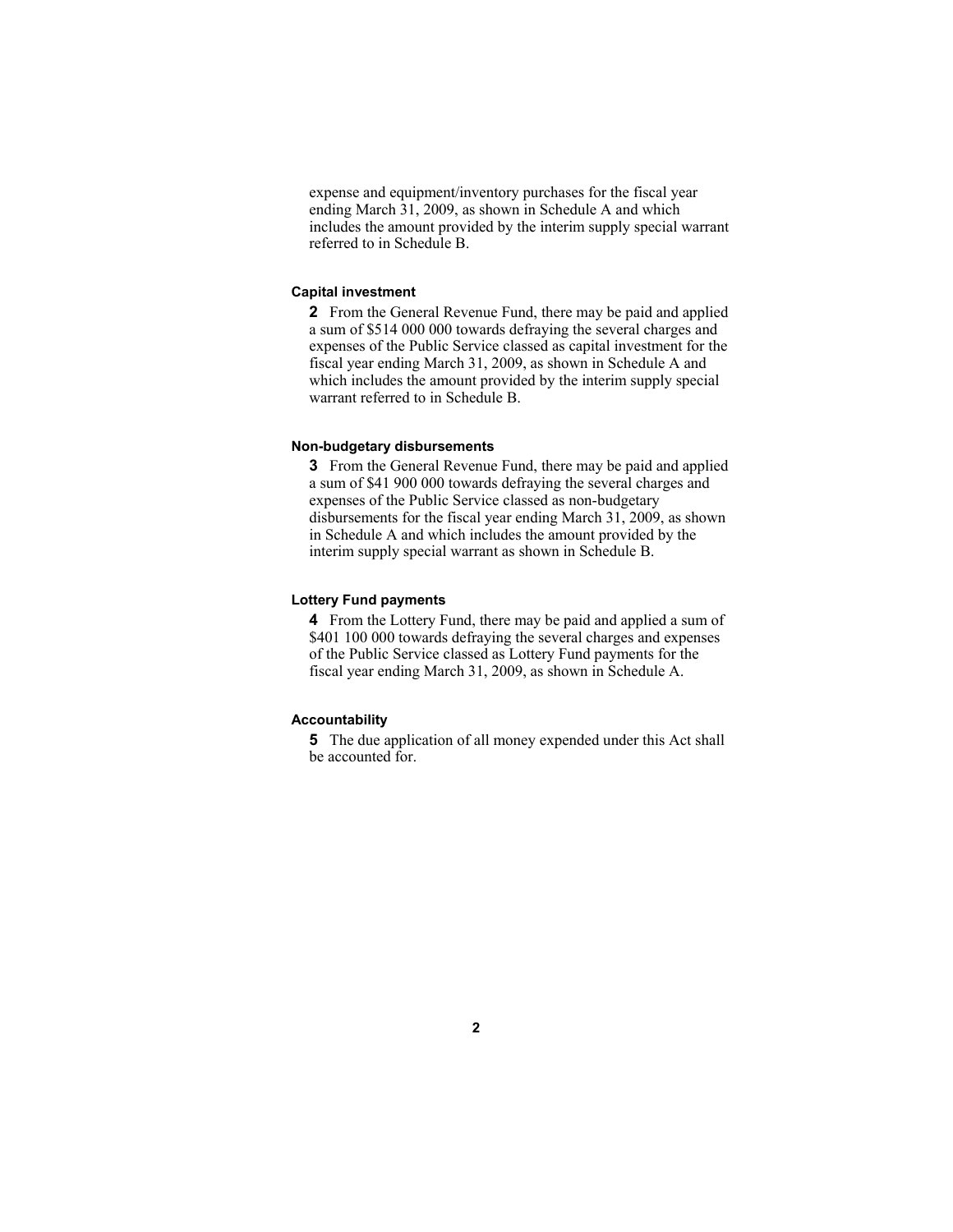expense and equipment/inventory purchases for the fiscal year ending March 31, 2009, as shown in Schedule A and which includes the amount provided by the interim supply special warrant referred to in Schedule B.

#### Capital investment

**2** From the General Revenue Fund, there may be paid and applied a sum of $514 000 000 towards defraying the several charges and expenses of the Public Service classed as capital investment for the fiscal year ending March 31, 2009, as shown in Schedule A and which includes the amount provided by the interim supply special warrant referred to in Schedule B.

#### Non-budgetary disbursements

**3** From the General Revenue Fund, there may be paid and applied a sum of $41 900 000 towards defraying the several charges and expenses of the Public Service classed as non-budgetary disbursements for the fiscal year ending March 31, 2009, as shown in Schedule A and which includes the amount provided by the interim supply special warrant as shown in Schedule B.

#### Lottery Fund payments

**4** From the Lottery Fund, there may be paid and applied a sum of $401 100 000 towards defraying the several charges and expenses of the Public Service classed as Lottery Fund payments for the fiscal year ending March 31, 2009, as shown in Schedule A.

#### Accountability

**5** The due application of all money expended under this Act shall be accounted for.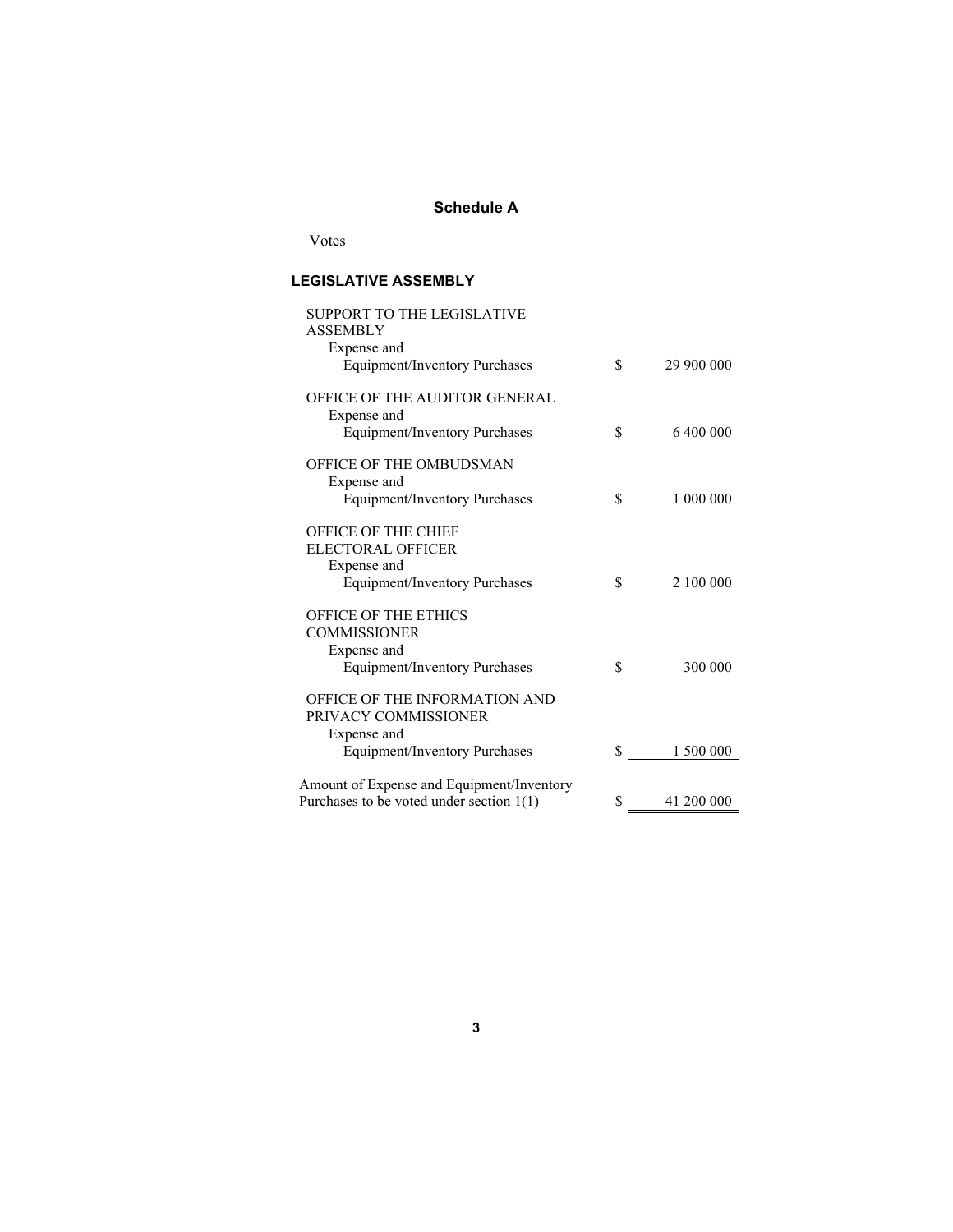## Schedule A

Votes

### LEGISLATIVE ASSEMBLY

| | | |
|---|---|---|
| SUPPORT TO THE LEGISLATIVE ASSEMBLY<br>Expense and<br>Equipment/Inventory Purchases | $ | 29 900 000 |
| OFFICE OF THE AUDITOR GENERAL<br>Expense and<br>Equipment/Inventory Purchases | $ | 6 400 000 |
| OFFICE OF THE OMBUDSMAN<br>Expense and<br>Equipment/Inventory Purchases | $ | 1 000 000 |
| OFFICE OF THE CHIEF ELECTORAL OFFICER<br>Expense and<br>Equipment/Inventory Purchases | $ | 2 100 000 |
| OFFICE OF THE ETHICS COMMISSIONER<br>Expense and<br>Equipment/Inventory Purchases | $ | 300 000 |
| OFFICE OF THE INFORMATION AND PRIVACY COMMISSIONER<br>Expense and<br>Equipment/Inventory Purchases | $ | 1 500 000 |
| Amount of Expense and Equipment/Inventory Purchases to be voted under section 1(1) | $ | 41 200 000 |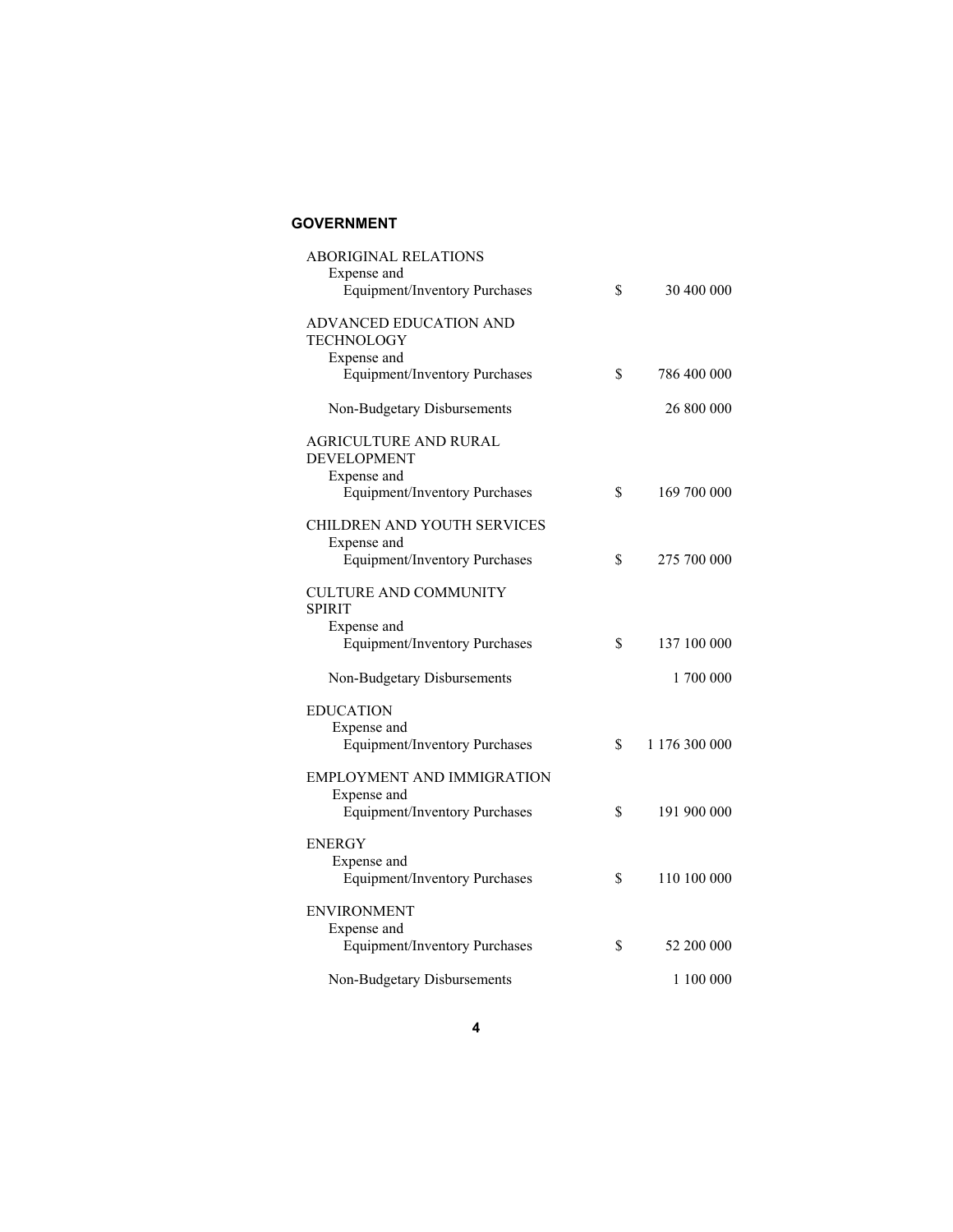## GOVERNMENT

| | | |
|---|---|---|
| ABORIGINAL RELATIONS | | |
| Expense and Equipment/Inventory Purchases | $ | 30 400 000 |
| ADVANCED EDUCATION AND TECHNOLOGY | | |
| Expense and Equipment/Inventory Purchases | $ | 786 400 000 |
| Non-Budgetary Disbursements | | 26 800 000 |
| AGRICULTURE AND RURAL DEVELOPMENT | | |
| Expense and Equipment/Inventory Purchases | $ | 169 700 000 |
| CHILDREN AND YOUTH SERVICES | | |
| Expense and Equipment/Inventory Purchases | $ | 275 700 000 |
| CULTURE AND COMMUNITY SPIRIT | | |
| Expense and Equipment/Inventory Purchases | $ | 137 100 000 |
| Non-Budgetary Disbursements | | 1 700 000 |
| EDUCATION | | |
| Expense and Equipment/Inventory Purchases | $ | 1 176 300 000 |
| EMPLOYMENT AND IMMIGRATION | | |
| Expense and Equipment/Inventory Purchases | $ | 191 900 000 |
| ENERGY | | |
| Expense and Equipment/Inventory Purchases | $ | 110 100 000 |
| ENVIRONMENT | | |
| Expense and Equipment/Inventory Purchases | $ | 52 200 000 |
| Non-Budgetary Disbursements | | 1 100 000 |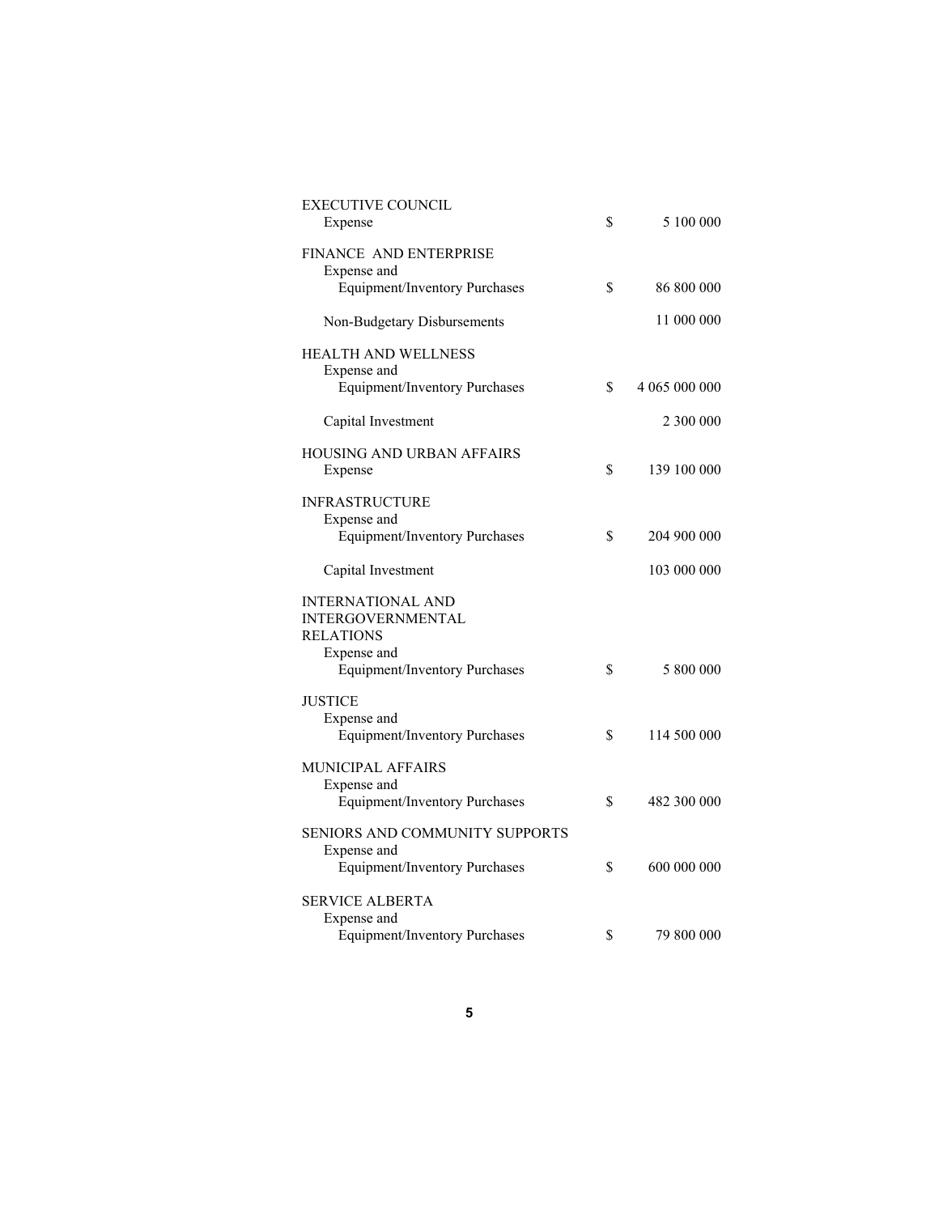| | | |
|---|---|---|
| EXECUTIVE COUNCIL | | |
| Expense | $ | 5 100 000 |
| FINANCE AND ENTERPRISE | | |
| Expense and Equipment/Inventory Purchases | $ | 86 800 000 |
| Non-Budgetary Disbursements | | 11 000 000 |
| HEALTH AND WELLNESS | | |
| Expense and Equipment/Inventory Purchases | $ | 4 065 000 000 |
| Capital Investment | | 2 300 000 |
| HOUSING AND URBAN AFFAIRS | | |
| Expense | $ | 139 100 000 |
| INFRASTRUCTURE | | |
| Expense and Equipment/Inventory Purchases | $ | 204 900 000 |
| Capital Investment | | 103 000 000 |
| INTERNATIONAL AND INTERGOVERNMENTAL RELATIONS | | |
| Expense and Equipment/Inventory Purchases | $ | 5 800 000 |
| JUSTICE | | |
| Expense and Equipment/Inventory Purchases | $ | 114 500 000 |
| MUNICIPAL AFFAIRS | | |
| Expense and Equipment/Inventory Purchases | $ | 482 300 000 |
| SENIORS AND COMMUNITY SUPPORTS | | |
| Expense and Equipment/Inventory Purchases | $ | 600 000 000 |
| SERVICE ALBERTA | | |
| Expense and Equipment/Inventory Purchases | $ | 79 800 000 |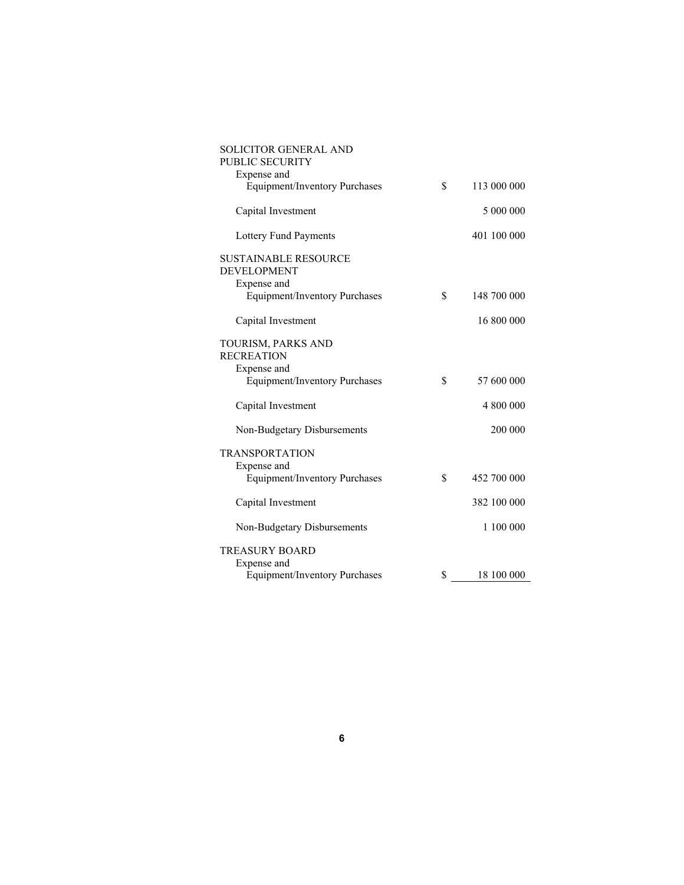| | | |
|---|---|---|
| SOLICITOR GENERAL AND PUBLIC SECURITY | | |
| Expense and Equipment/Inventory Purchases | $ | 113 000 000 |
| Capital Investment | | 5 000 000 |
| Lottery Fund Payments | | 401 100 000 |
| SUSTAINABLE RESOURCE DEVELOPMENT | | |
| Expense and Equipment/Inventory Purchases | $ | 148 700 000 |
| Capital Investment | | 16 800 000 |
| TOURISM, PARKS AND RECREATION | | |
| Expense and Equipment/Inventory Purchases | $ | 57 600 000 |
| Capital Investment | | 4 800 000 |
| Non-Budgetary Disbursements | | 200 000 |
| TRANSPORTATION | | |
| Expense and Equipment/Inventory Purchases | $ | 452 700 000 |
| Capital Investment | | 382 100 000 |
| Non-Budgetary Disbursements | | 1 100 000 |
| TREASURY BOARD | | |
| Expense and Equipment/Inventory Purchases | $ | 18 100 000 |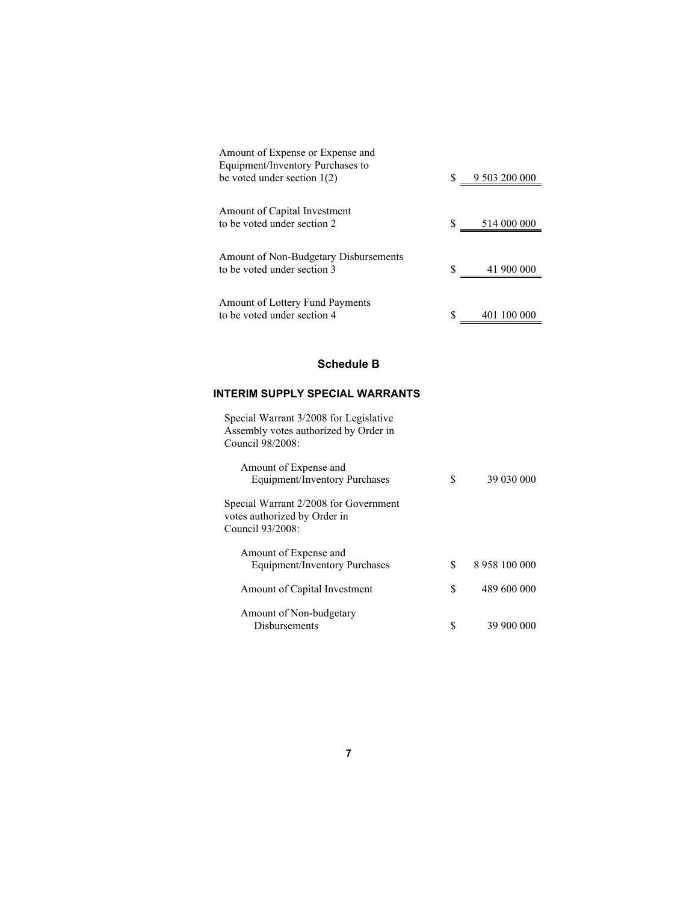| | |
|---|---|
| Amount of Expense or Expense and Equipment/Inventory Purchases to be voted under section 1(2) | $ 9 503 200 000 |
| Amount of Capital Investment to be voted under section 2 | $ 514 000 000 |
| Amount of Non-Budgetary Disbursements to be voted under section 3 | $ 41 900 000 |
| Amount of Lottery Fund Payments to be voted under section 4 | $ 401 100 000 |

## Schedule B

### INTERIM SUPPLY SPECIAL WARRANTS

| | |
|---|---|
| Special Warrant 3/2008 for Legislative Assembly votes authorized by Order in Council 98/2008: | |
| Amount of Expense and Equipment/Inventory Purchases | $ 39 030 000 |
| Special Warrant 2/2008 for Government votes authorized by Order in Council 93/2008: | |
| Amount of Expense and Equipment/Inventory Purchases | $ 8 958 100 000 |
| Amount of Capital Investment | $ 489 600 000 |
| Amount of Non-budgetary Disbursements | $ 39 900 000 |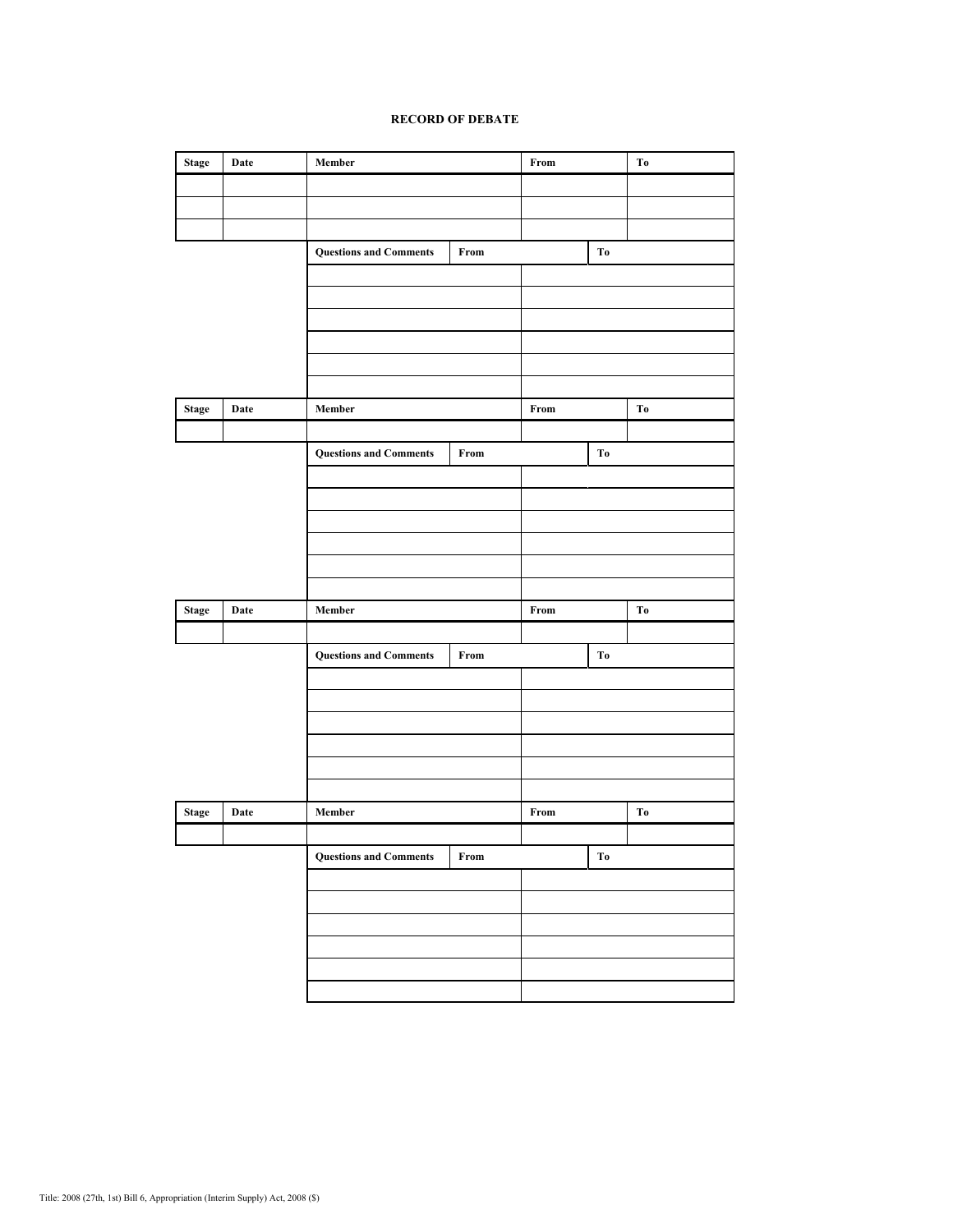**RECORD OF DEBATE**

| Stage | Date | Member | From | To |
|---|---|---|---|---|
| | | | | |
| | | | | |
| | | | | |

| Questions and Comments From | To |
|---|---|
| | |
| | |
| | |
| | |
| | |
| | |

| Stage | Date | Member | From | To |
|---|---|---|---|---|
| | | | | |

| Questions and Comments From | To |
|---|---|
| | |
| | |
| | |
| | |
| | |
| | |

| Stage | Date | Member | From | To |
|---|---|---|---|---|
| | | | | |

| Questions and Comments From | To |
|---|---|
| | |
| | |
| | |
| | |
| | |
| | |

| Stage | Date | Member | From | To |
|---|---|---|---|---|
| | | | | |

| Questions and Comments From | To |
|---|---|
| | |
| | |
| | |
| | |
| | |
| | |

Title: 2008 (27th, 1st) Bill 6, Appropriation (Interim Supply) Act, 2008 ($)